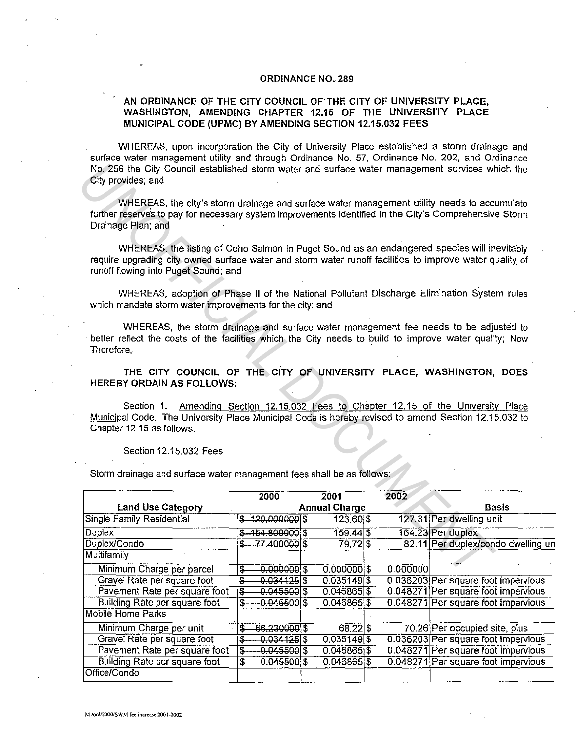# ORDINANCE NO. 289

## AN ORDINANCE OF THE CITY COUNCIL OF THE CITY OF UNIVERSITY PLACE, WASHINGTON, AMENDING CHAPTER 12.15 OF THE UNIVERSITY PLACE MUNICIPAL CODE (UPMC) BY AMENDING SECTION 12.15.032 FEES

WHEREAS, upon incorporation the City of University Place established a storm drainage and surface water management utility and through Ordinance No. 57, Ordinance No. 202, and Ordinance No. 256 the City Council established storm water and surface water management services which the City provides; and

WHEREAS, the city's storm drainage and surface water management utility needs to accumulate further reserves to pay for necessary system improvements identified in the City's Comprehensive Storm Drainage Plan; and

WHEREAS, the listing of Coho Salmon in Puget Sound as an endangered species will inevitably require upgrading city owned surface water and storm water runoff facilities to improve water quality of runoff flowing into Puget Sound; and

WHEREAS, adoption of Phase II of the National Pollutant Discharge Elimination System rules which mandate storm water improvements for the city; and

WHEREAS, the storm drainage and surface water management fee needs to be adjusted to better reflect the costs of the facilities which the City needs to build to improve water quality; Now Therefore,

**THE CITY COUNCIL OF THE CITY OF UNIVERSITY PLACE, WASHINGTON, DOES HEREBY ORDAIN AS FOLLOWS:**

Section 1. Amending Section 12.15.032 Fees to Chapter 12.15 of the University Place Municipal Code. The University Place Municipal Code is hereby revised to amend Section 12.15.032 to Chapter 12.15 as follows:

Section 12.15.032 Fees

Storm drainage and surface water management fees shall be as follows:

| Land Use Category | 2000 | 2001 | 2002 | Basis |
|---|---|---|---|---|
| | Annual Charge | | | |
| Single Family Residential | ~~$ 120.000000~~ | $ 123.60 | $ 127.31 | Per dwelling unit |
| Duplex | ~~$ 154.800000~~ | $ 159.44 | $ 164.23 | Per duplex |
| Duplex/Condo | ~~$ 77.400000~~ | $ 79.72 | $ 82.11 | Per duplex/condo dwelling un |
| Multifamily | | | | |
| Minimum Charge per parcel | ~~$ 0.000000~~ | $ 0.000000 | $ 0.000000 | |
| Gravel Rate per square foot | ~~$ 0.034125~~ | $ 0.035149 | $ 0.036203 | Per square foot impervious |
| Pavement Rate per square foot | ~~$ 0.045500~~ | $ 0.046865 | $ 0.048271 | Per square foot impervious |
| Building Rate per square foot | ~~$ 0.045500~~ | $ 0.046865 | $ 0.048271 | Per square foot impervious |
| Mobile Home Parks | | | | |
| Minimum Charge per unit | ~~$ 66.230000~~ | $ 68.22 | $ 70.26 | Per occupied site, plus |
| Gravel Rate per square foot | ~~$ 0.034125~~ | $ 0.035149 | $ 0.036203 | Per square foot impervious |
| Pavement Rate per square foot | ~~$ 0.045500~~ | $ 0.046865 | $ 0.048271 | Per square foot impervious |
| Building Rate per square foot | ~~$ 0.045500~~ | $ 0.046865 | $ 0.048271 | Per square foot impervious |
| Office/Condo | | | | |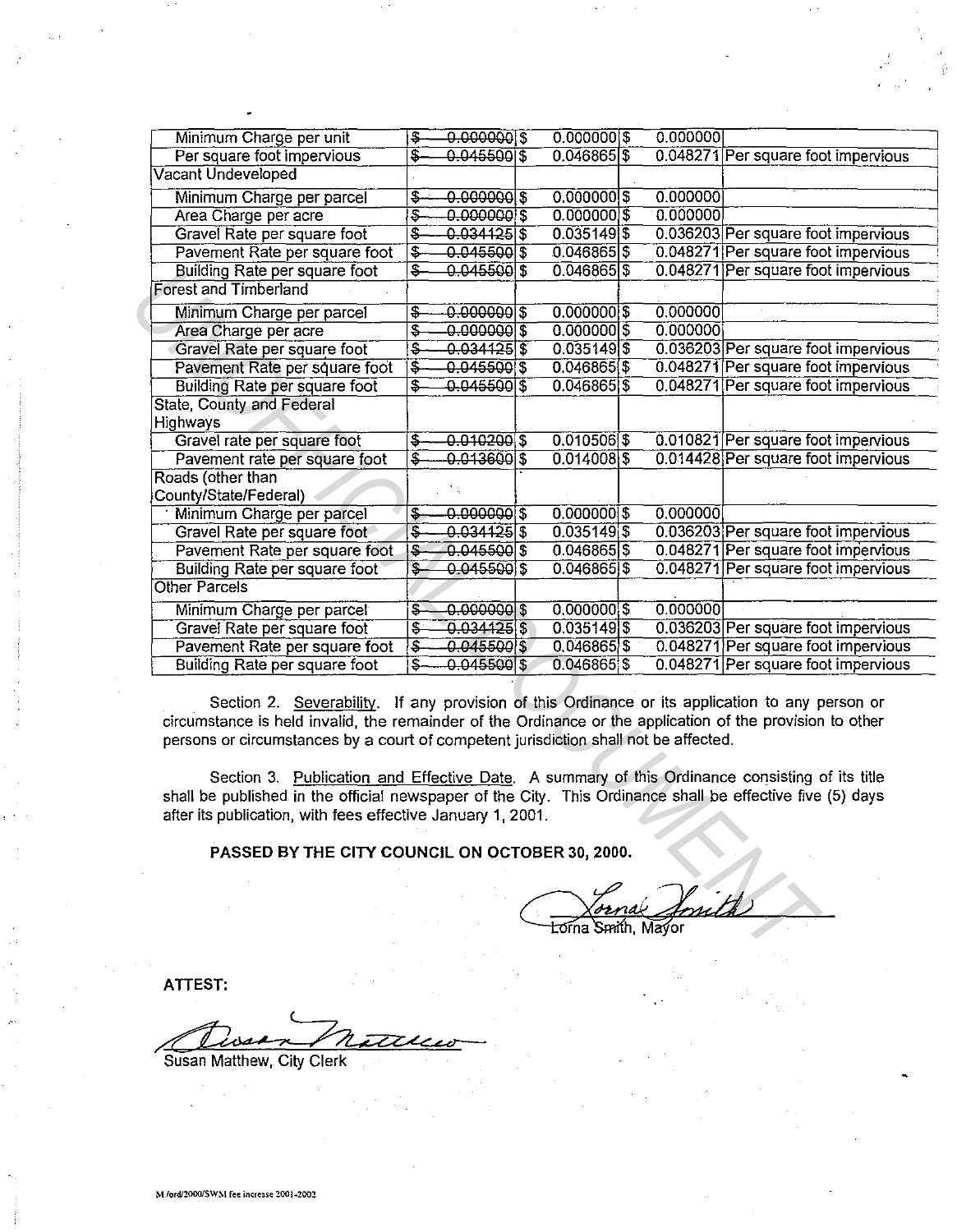| | | | |
|---|---|---|---|
| Minimum Charge per unit | ~~$ 0.000000~~ \| $ 0.000000 | $ 0.000000 | |
| Per square foot impervious | ~~$ 0.045500~~ \| $ 0.046865 | $ 0.048271 | Per square foot impervious |
| Vacant Undeveloped | | | |
| Minimum Charge per parcel | ~~$ 0.000000~~ \| $ 0.000000 | $ 0.000000 | |
| Area Charge per acre | ~~$ 0.000000~~ \| $ 0.000000 | $ 0.000000 | |
| Gravel Rate per square foot | ~~$ 0.034125~~ \| $ 0.035149 | $ 0.036203 | Per square foot impervious |
| Pavement Rate per square foot | ~~$ 0.045500~~ \| $ 0.046865 | $ 0.048271 | Per square foot impervious |
| Building Rate per square foot | ~~$ 0.045500~~ \| $ 0.046865 | $ 0.048271 | Per square foot impervious |
| Forest and Timberland | | | |
| Minimum Charge per parcel | ~~$ 0.000000~~ \| $ 0.000000 | $ 0.000000 | |
| Area Charge per acre | ~~$ 0.000000~~ \| $ 0.000000 | $ 0.000000 | |
| Gravel Rate per square foot | ~~$ 0.034125~~ \| $ 0.035149 | $ 0.036203 | Per square foot impervious |
| Pavement Rate per square foot | ~~$ 0.045500~~ \| $ 0.046865 | $ 0.048271 | Per square foot impervious |
| Building Rate per square foot | ~~$ 0.045500~~ \| $ 0.046865 | $ 0.048271 | Per square foot impervious |
| State, County and Federal Highways | | | |
| Gravel rate per square foot | ~~$ 0.010200~~ \| $ 0.010506 | $ 0.010821 | Per square foot impervious |
| Pavement rate per square foot | ~~$ 0.013600~~ \| $ 0.014008 | $ 0.014428 | Per square foot impervious |
| Roads (other than County/State/Federal) | | | |
| Minimum Charge per parcel | ~~$ 0.000000~~ \| $ 0.000000 | $ 0.000000 | |
| Gravel Rate per square foot | ~~$ 0.034125~~ \| $ 0.035149 | $ 0.036203 | Per square foot impervious |
| Pavement Rate per square foot | ~~$ 0.045500~~ \| $ 0.046865 | $ 0.048271 | Per square foot impervious |
| Building Rate per square foot | ~~$ 0.045500~~ \| $ 0.046865 | $ 0.048271 | Per square foot impervious |
| Other Parcels | | | |
| Minimum Charge per parcel | ~~$ 0.000000~~ \| $ 0.000000 | $ 0.000000 | |
| Gravel Rate per square foot | ~~$ 0.034125~~ \| $ 0.035149 | $ 0.036203 | Per square foot impervious |
| Pavement Rate per square foot | ~~$ 0.045500~~ \| $ 0.046865 | $ 0.048271 | Per square foot impervious |
| Building Rate per square foot | ~~$ 0.045500~~ \| $ 0.046865 | $ 0.048271 | Per square foot impervious |

Section 2. Severability. If any provision of this Ordinance or its application to any person or circumstance is held invalid, the remainder of the Ordinance or the application of the provision to other persons or circumstances by a court of competent jurisdiction shall not be affected.

Section 3. Publication and Effective Date. A summary of this Ordinance consisting of its title shall be published in the official newspaper of the City. This Ordinance shall be effective five (5) days after its publication, with fees effective January 1, 2001.

**PASSED BY THE CITY COUNCIL ON OCTOBER 30, 2000.**

Lorna Smith, Mayor

**ATTEST:**

Susan Matthew, City Clerk

M/ord/2000/SWM fee increase 2001-2002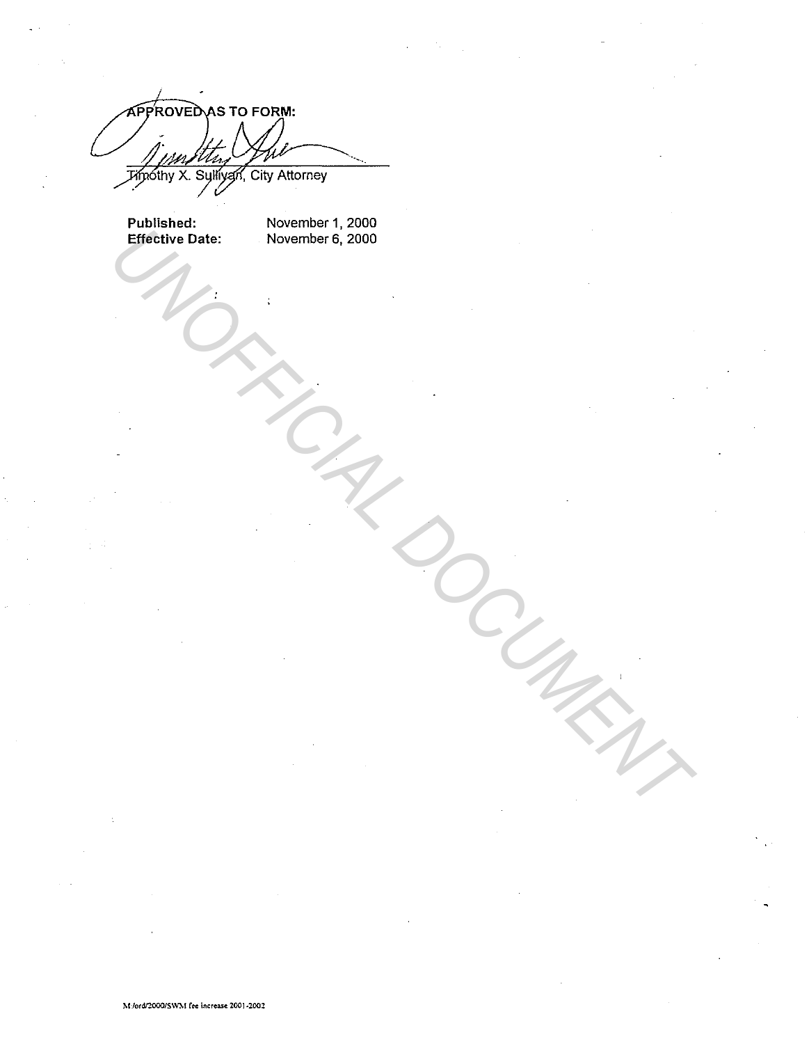**APPROVED AS TO FORM:**

Timothy X. Sullivan, City Attorney

| | |
|---|---|
| **Published:** | November 1, 2000 |
| **Effective Date:** | November 6, 2000 |

UNOFFICIAL DOCUMENT

M:/ord/2000/SWM fee increase 2001-2002